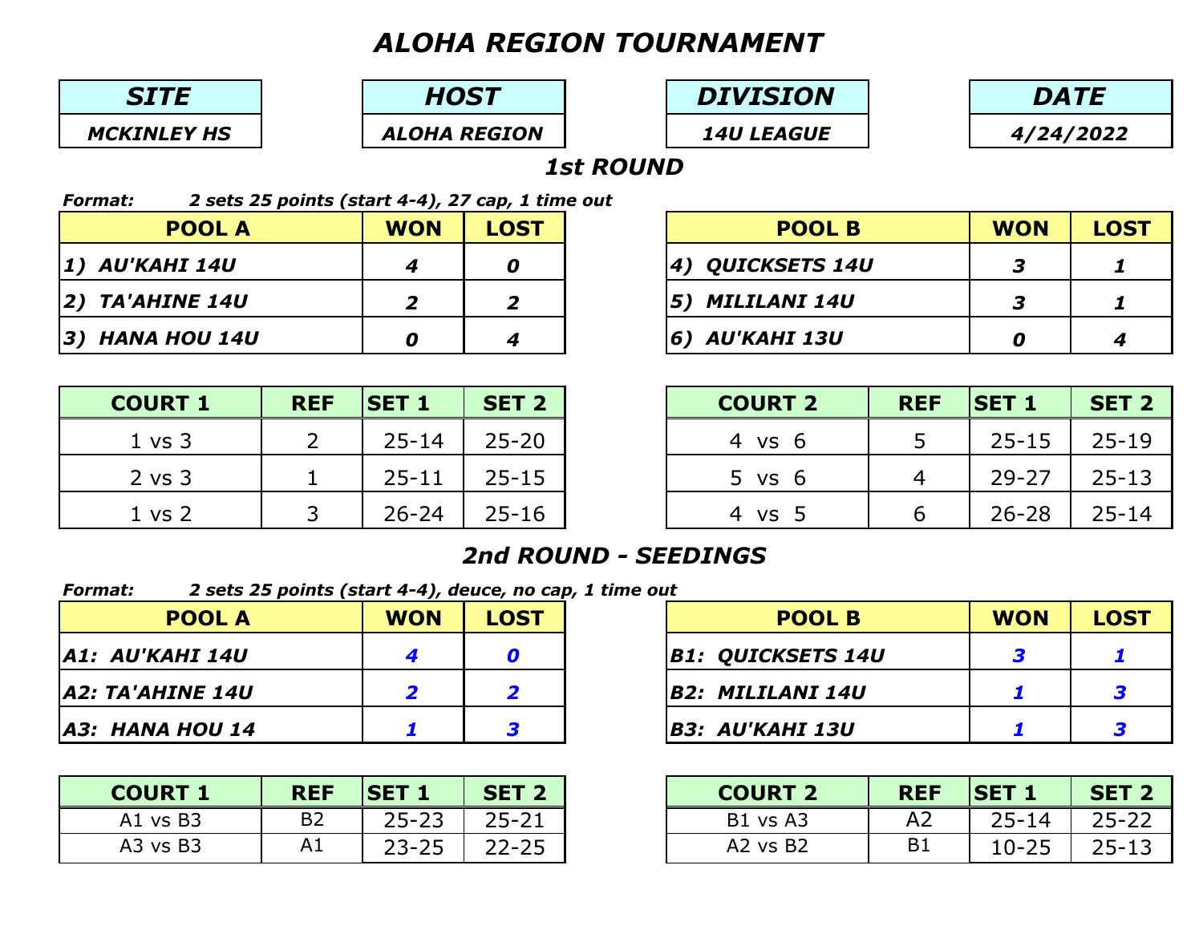# *ALOHA REGION TOURNAMENT*

| SITE | HOST | DIVISION | DATE |
|---|---|---|---|
| MCKINLEY HS | ALOHA REGION | 14U LEAGUE | 4/24/2022 |

## *1st ROUND*

***Format:*** ***2 sets 25 points (start 4-4), 27 cap, 1 time out***

| POOL A | WON | LOST |
|---|---|---|
| 1) AU'KAHI 14U | 4 | 0 |
| 2) TA'AHINE 14U | 2 | 2 |
| 3) HANA HOU 14U | 0 | 4 |

| POOL B | WON | LOST |
|---|---|---|
| 4) QUICKSETS 14U | 3 | 1 |
| 5) MILILANI 14U | 3 | 1 |
| 6) AU'KAHI 13U | 0 | 4 |

| COURT 1 | REF | SET 1 | SET 2 |
|---|---|---|---|
| 1 vs 3 | 2 | 25-14 | 25-20 |
| 2 vs 3 | 1 | 25-11 | 25-15 |
| 1 vs 2 | 3 | 26-24 | 25-16 |

| COURT 2 | REF | SET 1 | SET 2 |
|---|---|---|---|
| 4 vs 6 | 5 | 25-15 | 25-19 |
| 5 vs 6 | 4 | 29-27 | 25-13 |
| 4 vs 5 | 6 | 26-28 | 25-14 |

## *2nd ROUND - SEEDINGS*

***Format:*** ***2 sets 25 points (start 4-4), deuce, no cap, 1 time out***

| POOL A | WON | LOST |
|---|---|---|
| A1: AU'KAHI 14U | 4 | 0 |
| A2: TA'AHINE 14U | 2 | 2 |
| A3: HANA HOU 14 | 1 | 3 |

| POOL B | WON | LOST |
|---|---|---|
| B1: QUICKSETS 14U | 3 | 1 |
| B2: MILILANI 14U | 1 | 3 |
| B3: AU'KAHI 13U | 1 | 3 |

| COURT 1 | REF | SET 1 | SET 2 |
|---|---|---|---|
| A1 vs B3 | B2 | 25-23 | 25-21 |
| A3 vs B3 | A1 | 23-25 | 22-25 |

| COURT 2 | REF | SET 1 | SET 2 |
|---|---|---|---|
| B1 vs A3 | A2 | 25-14 | 25-22 |
| A2 vs B2 | B1 | 10-25 | 25-13 |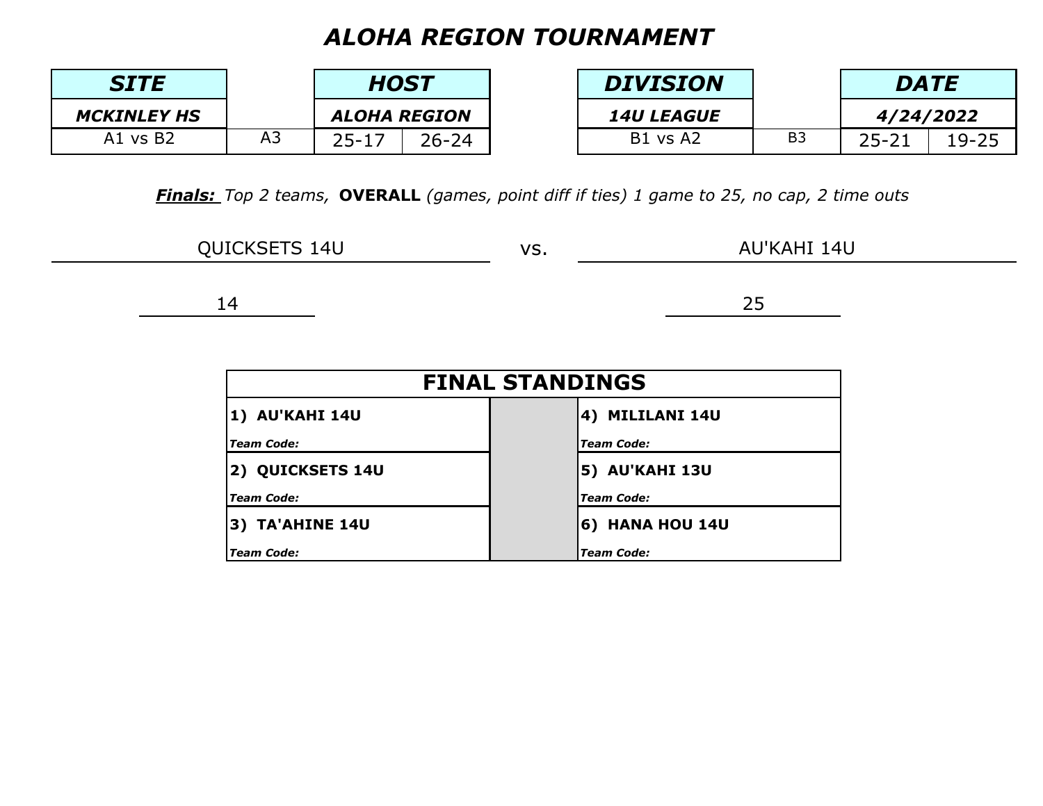# ALOHA REGION TOURNAMENT

| SITE | | HOST | | | DIVISION | | DATE | |
|---|---|---|---|---|---|---|---|---|
| MCKINLEY HS | | ALOHA REGION | | | 14U LEAGUE | | 4/24/2022 | |
| A1 vs B2 | A3 | 25-17 | 26-24 | | B1 vs A2 | B3 | 25-21 | 19-25 |

***Finals:*** *Top 2 teams,* **OVERALL** *(games, point diff if ties) 1 game to 25, no cap, 2 time outs*

| | | |
|---|---|---|
| QUICKSETS 14U | vs. | AU'KAHI 14U |
| 14 | | 25 |

| FINAL STANDINGS | | |
|---|---|---|
| **1) AU'KAHI 14U** <br> ***Team Code:*** | | **4) MILILANI 14U** <br> ***Team Code:*** |
| **2) QUICKSETS 14U** <br> ***Team Code:*** | | **5) AU'KAHI 13U** <br> ***Team Code:*** |
| **3) TA'AHINE 14U** <br> ***Team Code:*** | | **6) HANA HOU 14U** <br> ***Team Code:*** |